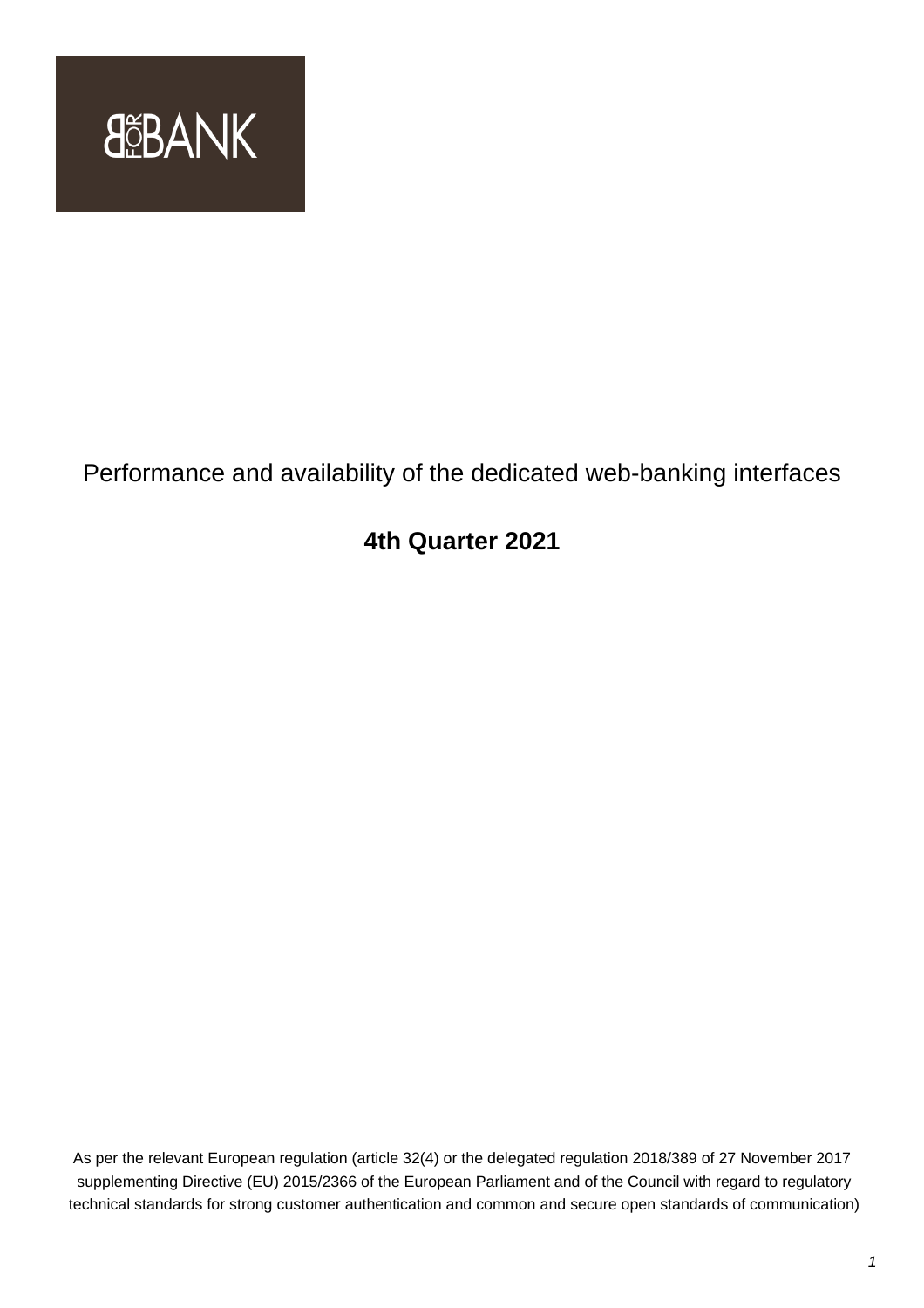BFORBANK

Performance and availability of the dedicated web-banking interfaces

**4th Quarter 2021**

As per the relevant European regulation (article 32(4) or the delegated regulation 2018/389 of 27 November 2017 supplementing Directive (EU) 2015/2366 of the European Parliament and of the Council with regard to regulatory technical standards for strong customer authentication and common and secure open standards of communication)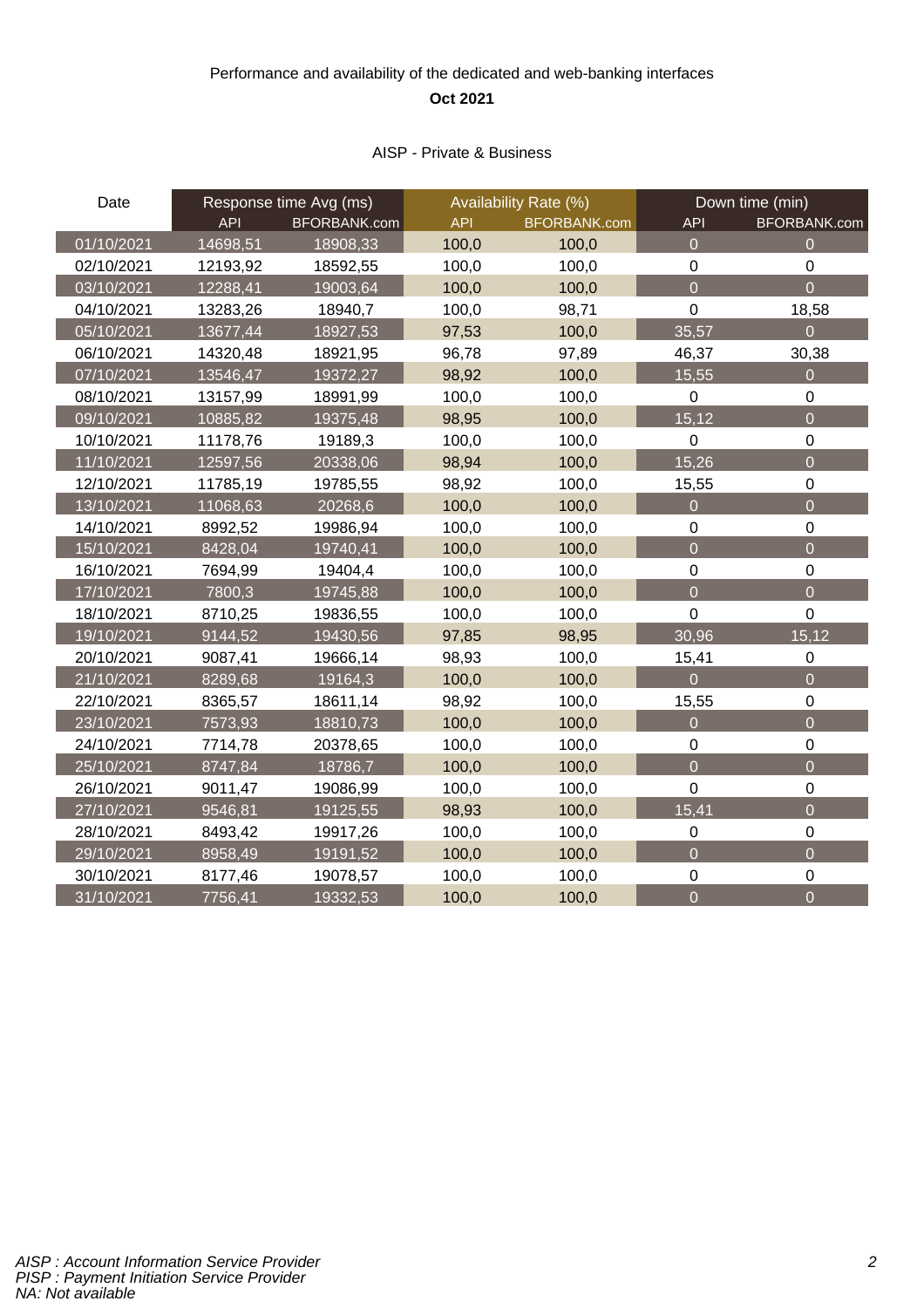Performance and availability of the dedicated and web-banking interfaces

**Oct 2021**

AISP - Private & Business

| Date | Response time Avg (ms) | | Availability Rate (%) | | Down time (min) | |
|---|---|---|---|---|---|---|
| | API | BFORBANK.com | API | BFORBANK.com | API | BFORBANK.com |
| 01/10/2021 | 14698,51 | 18908,33 | 100,0 | 100,0 | 0 | 0 |
| 02/10/2021 | 12193,92 | 18592,55 | 100,0 | 100,0 | 0 | 0 |
| 03/10/2021 | 12288,41 | 19003,64 | 100,0 | 100,0 | 0 | 0 |
| 04/10/2021 | 13283,26 | 18940,7 | 100,0 | 98,71 | 0 | 18,58 |
| 05/10/2021 | 13677,44 | 18927,53 | 97,53 | 100,0 | 35,57 | 0 |
| 06/10/2021 | 14320,48 | 18921,95 | 96,78 | 97,89 | 46,37 | 30,38 |
| 07/10/2021 | 13546,47 | 19372,27 | 98,92 | 100,0 | 15,55 | 0 |
| 08/10/2021 | 13157,99 | 18991,99 | 100,0 | 100,0 | 0 | 0 |
| 09/10/2021 | 10885,82 | 19375,48 | 98,95 | 100,0 | 15,12 | 0 |
| 10/10/2021 | 11178,76 | 19189,3 | 100,0 | 100,0 | 0 | 0 |
| 11/10/2021 | 12597,56 | 20338,06 | 98,94 | 100,0 | 15,26 | 0 |
| 12/10/2021 | 11785,19 | 19785,55 | 98,92 | 100,0 | 15,55 | 0 |
| 13/10/2021 | 11068,63 | 20268,6 | 100,0 | 100,0 | 0 | 0 |
| 14/10/2021 | 8992,52 | 19986,94 | 100,0 | 100,0 | 0 | 0 |
| 15/10/2021 | 8428,04 | 19740,41 | 100,0 | 100,0 | 0 | 0 |
| 16/10/2021 | 7694,99 | 19404,4 | 100,0 | 100,0 | 0 | 0 |
| 17/10/2021 | 7800,3 | 19745,88 | 100,0 | 100,0 | 0 | 0 |
| 18/10/2021 | 8710,25 | 19836,55 | 100,0 | 100,0 | 0 | 0 |
| 19/10/2021 | 9144,52 | 19430,56 | 97,85 | 98,95 | 30,96 | 15,12 |
| 20/10/2021 | 9087,41 | 19666,14 | 98,93 | 100,0 | 15,41 | 0 |
| 21/10/2021 | 8289,68 | 19164,3 | 100,0 | 100,0 | 0 | 0 |
| 22/10/2021 | 8365,57 | 18611,14 | 98,92 | 100,0 | 15,55 | 0 |
| 23/10/2021 | 7573,93 | 18810,73 | 100,0 | 100,0 | 0 | 0 |
| 24/10/2021 | 7714,78 | 20378,65 | 100,0 | 100,0 | 0 | 0 |
| 25/10/2021 | 8747,84 | 18786,7 | 100,0 | 100,0 | 0 | 0 |
| 26/10/2021 | 9011,47 | 19086,99 | 100,0 | 100,0 | 0 | 0 |
| 27/10/2021 | 9546,81 | 19125,55 | 98,93 | 100,0 | 15,41 | 0 |
| 28/10/2021 | 8493,42 | 19917,26 | 100,0 | 100,0 | 0 | 0 |
| 29/10/2021 | 8958,49 | 19191,52 | 100,0 | 100,0 | 0 | 0 |
| 30/10/2021 | 8177,46 | 19078,57 | 100,0 | 100,0 | 0 | 0 |
| 31/10/2021 | 7756,41 | 19332,53 | 100,0 | 100,0 | 0 | 0 |

*AISP : Account Information Service Provider*
*PISP : Payment Initiation Service Provider*
*NA: Not available*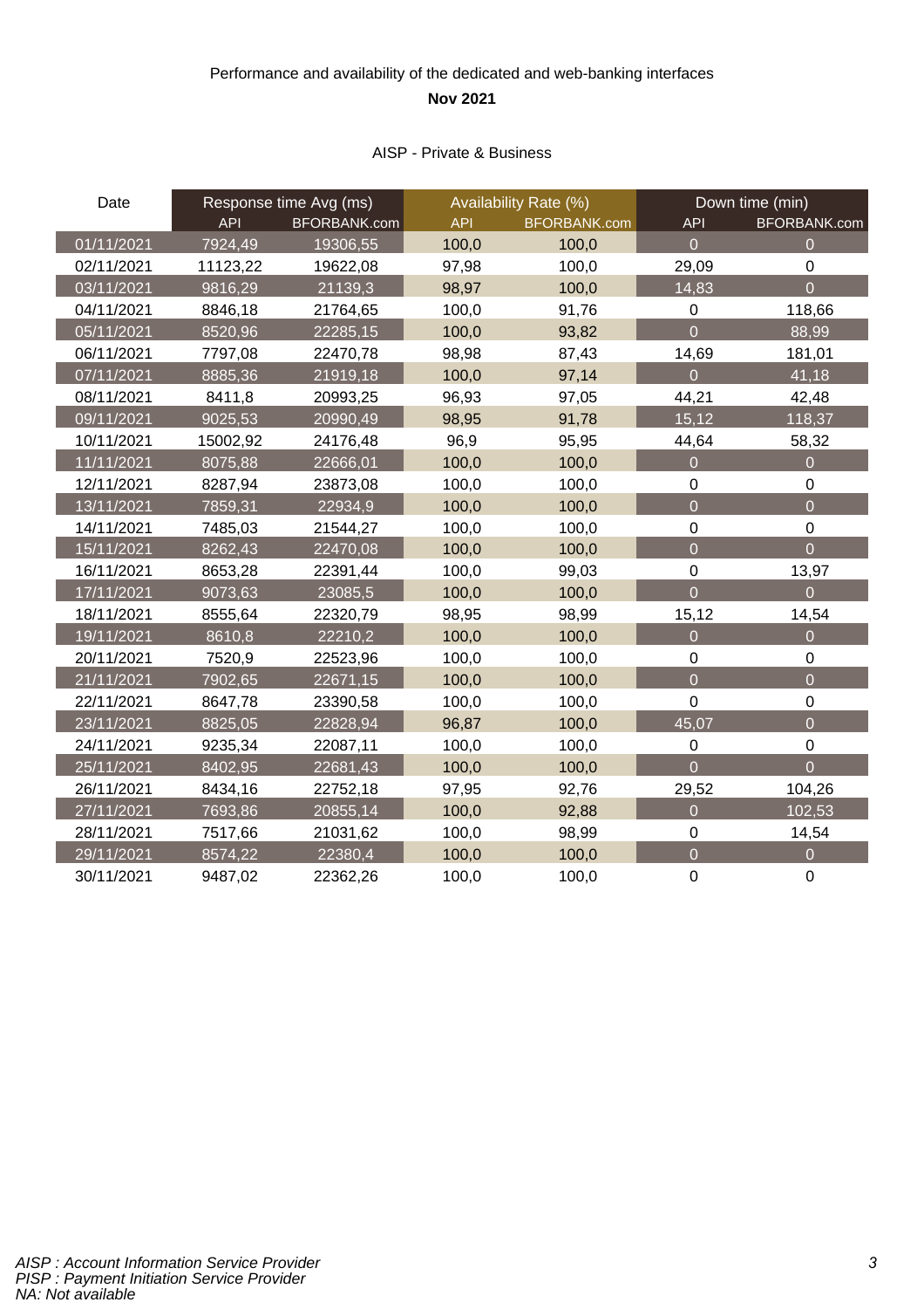Performance and availability of the dedicated and web-banking interfaces

**Nov 2021**

AISP - Private & Business

| Date | Response time Avg (ms) | | Availability Rate (%) | | Down time (min) | |
|---|---|---|---|---|---|---|
| | API | BFORBANK.com | API | BFORBANK.com | API | BFORBANK.com |
| 01/11/2021 | 7924,49 | 19306,55 | 100,0 | 100,0 | 0 | 0 |
| 02/11/2021 | 11123,22 | 19622,08 | 97,98 | 100,0 | 29,09 | 0 |
| 03/11/2021 | 9816,29 | 21139,3 | 98,97 | 100,0 | 14,83 | 0 |
| 04/11/2021 | 8846,18 | 21764,65 | 100,0 | 91,76 | 0 | 118,66 |
| 05/11/2021 | 8520,96 | 22285,15 | 100,0 | 93,82 | 0 | 88,99 |
| 06/11/2021 | 7797,08 | 22470,78 | 98,98 | 87,43 | 14,69 | 181,01 |
| 07/11/2021 | 8885,36 | 21919,18 | 100,0 | 97,14 | 0 | 41,18 |
| 08/11/2021 | 8411,8 | 20993,25 | 96,93 | 97,05 | 44,21 | 42,48 |
| 09/11/2021 | 9025,53 | 20990,49 | 98,95 | 91,78 | 15,12 | 118,37 |
| 10/11/2021 | 15002,92 | 24176,48 | 96,9 | 95,95 | 44,64 | 58,32 |
| 11/11/2021 | 8075,88 | 22666,01 | 100,0 | 100,0 | 0 | 0 |
| 12/11/2021 | 8287,94 | 23873,08 | 100,0 | 100,0 | 0 | 0 |
| 13/11/2021 | 7859,31 | 22934,9 | 100,0 | 100,0 | 0 | 0 |
| 14/11/2021 | 7485,03 | 21544,27 | 100,0 | 100,0 | 0 | 0 |
| 15/11/2021 | 8262,43 | 22470,08 | 100,0 | 100,0 | 0 | 0 |
| 16/11/2021 | 8653,28 | 22391,44 | 100,0 | 99,03 | 0 | 13,97 |
| 17/11/2021 | 9073,63 | 23085,5 | 100,0 | 100,0 | 0 | 0 |
| 18/11/2021 | 8555,64 | 22320,79 | 98,95 | 98,99 | 15,12 | 14,54 |
| 19/11/2021 | 8610,8 | 22210,2 | 100,0 | 100,0 | 0 | 0 |
| 20/11/2021 | 7520,9 | 22523,96 | 100,0 | 100,0 | 0 | 0 |
| 21/11/2021 | 7902,65 | 22671,15 | 100,0 | 100,0 | 0 | 0 |
| 22/11/2021 | 8647,78 | 23390,58 | 100,0 | 100,0 | 0 | 0 |
| 23/11/2021 | 8825,05 | 22828,94 | 96,87 | 100,0 | 45,07 | 0 |
| 24/11/2021 | 9235,34 | 22087,11 | 100,0 | 100,0 | 0 | 0 |
| 25/11/2021 | 8402,95 | 22681,43 | 100,0 | 100,0 | 0 | 0 |
| 26/11/2021 | 8434,16 | 22752,18 | 97,95 | 92,76 | 29,52 | 104,26 |
| 27/11/2021 | 7693,86 | 20855,14 | 100,0 | 92,88 | 0 | 102,53 |
| 28/11/2021 | 7517,66 | 21031,62 | 100,0 | 98,99 | 0 | 14,54 |
| 29/11/2021 | 8574,22 | 22380,4 | 100,0 | 100,0 | 0 | 0 |
| 30/11/2021 | 9487,02 | 22362,26 | 100,0 | 100,0 | 0 | 0 |

*AISP : Account Information Service Provider*
*PISP : Payment Initiation Service Provider*
*NA: Not available*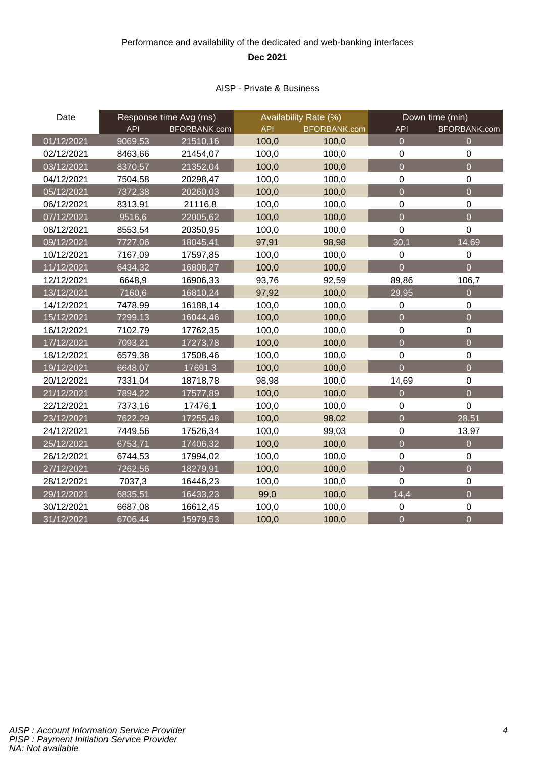Performance and availability of the dedicated and web-banking interfaces

**Dec 2021**

AISP - Private & Business

| Date | Response time Avg (ms) | | Availability Rate (%) | | Down time (min) | |
|---|---|---|---|---|---|---|
| | API | BFORBANK.com | API | BFORBANK.com | API | BFORBANK.com |
| 01/12/2021 | 9069,53 | 21510,16 | 100,0 | 100,0 | 0 | 0 |
| 02/12/2021 | 8463,66 | 21454,07 | 100,0 | 100,0 | 0 | 0 |
| 03/12/2021 | 8370,57 | 21352,04 | 100,0 | 100,0 | 0 | 0 |
| 04/12/2021 | 7504,58 | 20298,47 | 100,0 | 100,0 | 0 | 0 |
| 05/12/2021 | 7372,38 | 20260,03 | 100,0 | 100,0 | 0 | 0 |
| 06/12/2021 | 8313,91 | 21116,8 | 100,0 | 100,0 | 0 | 0 |
| 07/12/2021 | 9516,6 | 22005,62 | 100,0 | 100,0 | 0 | 0 |
| 08/12/2021 | 8553,54 | 20350,95 | 100,0 | 100,0 | 0 | 0 |
| 09/12/2021 | 7727,06 | 18045,41 | 97,91 | 98,98 | 30,1 | 14,69 |
| 10/12/2021 | 7167,09 | 17597,85 | 100,0 | 100,0 | 0 | 0 |
| 11/12/2021 | 6434,32 | 16808,27 | 100,0 | 100,0 | 0 | 0 |
| 12/12/2021 | 6648,9 | 16906,33 | 93,76 | 92,59 | 89,86 | 106,7 |
| 13/12/2021 | 7160,6 | 16810,24 | 97,92 | 100,0 | 29,95 | 0 |
| 14/12/2021 | 7478,99 | 16188,14 | 100,0 | 100,0 | 0 | 0 |
| 15/12/2021 | 7299,13 | 16044,46 | 100,0 | 100,0 | 0 | 0 |
| 16/12/2021 | 7102,79 | 17762,35 | 100,0 | 100,0 | 0 | 0 |
| 17/12/2021 | 7093,21 | 17273,78 | 100,0 | 100,0 | 0 | 0 |
| 18/12/2021 | 6579,38 | 17508,46 | 100,0 | 100,0 | 0 | 0 |
| 19/12/2021 | 6648,07 | 17691,3 | 100,0 | 100,0 | 0 | 0 |
| 20/12/2021 | 7331,04 | 18718,78 | 98,98 | 100,0 | 14,69 | 0 |
| 21/12/2021 | 7894,22 | 17577,89 | 100,0 | 100,0 | 0 | 0 |
| 22/12/2021 | 7373,16 | 17476,1 | 100,0 | 100,0 | 0 | 0 |
| 23/12/2021 | 7622,29 | 17255,48 | 100,0 | 98,02 | 0 | 28,51 |
| 24/12/2021 | 7449,56 | 17526,34 | 100,0 | 99,03 | 0 | 13,97 |
| 25/12/2021 | 6753,71 | 17406,32 | 100,0 | 100,0 | 0 | 0 |
| 26/12/2021 | 6744,53 | 17994,02 | 100,0 | 100,0 | 0 | 0 |
| 27/12/2021 | 7262,56 | 18279,91 | 100,0 | 100,0 | 0 | 0 |
| 28/12/2021 | 7037,3 | 16446,23 | 100,0 | 100,0 | 0 | 0 |
| 29/12/2021 | 6835,51 | 16433,23 | 99,0 | 100,0 | 14,4 | 0 |
| 30/12/2021 | 6687,08 | 16612,45 | 100,0 | 100,0 | 0 | 0 |
| 31/12/2021 | 6706,44 | 15979,53 | 100,0 | 100,0 | 0 | 0 |

*AISP : Account Information Service Provider*
*PISP : Payment Initiation Service Provider*
*NA: Not available*